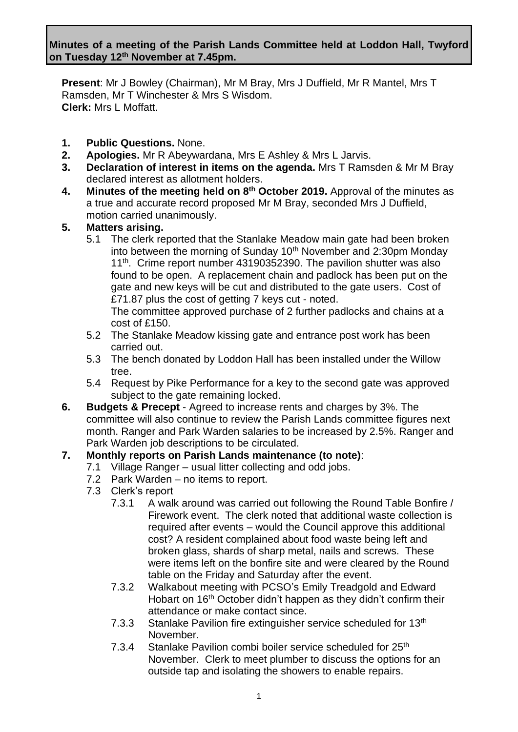**Minutes of a meeting of the Parish Lands Committee held at Loddon Hall, Twyford on Tuesday 12th November at 7.45pm.**

**Present**: Mr J Bowley (Chairman), Mr M Bray, Mrs J Duffield, Mr R Mantel, Mrs T Ramsden, Mr T Winchester & Mrs S Wisdom.
**Clerk:** Mrs L Moffatt.

1. **Public Questions.** None.
2. **Apologies.** Mr R Abeywardana, Mrs E Ashley & Mrs L Jarvis.
3. **Declaration of interest in items on the agenda.** Mrs T Ramsden & Mr M Bray declared interest as allotment holders.
4. **Minutes of the meeting held on 8th October 2019.** Approval of the minutes as a true and accurate record proposed Mr M Bray, seconded Mrs J Duffield, motion carried unanimously.
5. **Matters arising.**
   - 5.1 The clerk reported that the Stanlake Meadow main gate had been broken into between the morning of Sunday 10th November and 2:30pm Monday 11th. Crime report number 43190352390. The pavilion shutter was also found to be open. A replacement chain and padlock has been put on the gate and new keys will be cut and distributed to the gate users. Cost of £71.87 plus the cost of getting 7 keys cut - noted.
     The committee approved purchase of 2 further padlocks and chains at a cost of £150.
   - 5.2 The Stanlake Meadow kissing gate and entrance post work has been carried out.
   - 5.3 The bench donated by Loddon Hall has been installed under the Willow tree.
   - 5.4 Request by Pike Performance for a key to the second gate was approved subject to the gate remaining locked.
6. **Budgets & Precept** - Agreed to increase rents and charges by 3%. The committee will also continue to review the Parish Lands committee figures next month. Ranger and Park Warden salaries to be increased by 2.5%. Ranger and Park Warden job descriptions to be circulated.
7. **Monthly reports on Parish Lands maintenance (to note)**:
   - 7.1 Village Ranger – usual litter collecting and odd jobs.
   - 7.2 Park Warden – no items to report.
   - 7.3 Clerk's report
     - 7.3.1 A walk around was carried out following the Round Table Bonfire / Firework event. The clerk noted that additional waste collection is required after events – would the Council approve this additional cost? A resident complained about food waste being left and broken glass, shards of sharp metal, nails and screws. These were items left on the bonfire site and were cleared by the Round table on the Friday and Saturday after the event.
     - 7.3.2 Walkabout meeting with PCSO's Emily Treadgold and Edward Hobart on 16th October didn't happen as they didn't confirm their attendance or make contact since.
     - 7.3.3 Stanlake Pavilion fire extinguisher service scheduled for 13th November.
     - 7.3.4 Stanlake Pavilion combi boiler service scheduled for 25th November. Clerk to meet plumber to discuss the options for an outside tap and isolating the showers to enable repairs.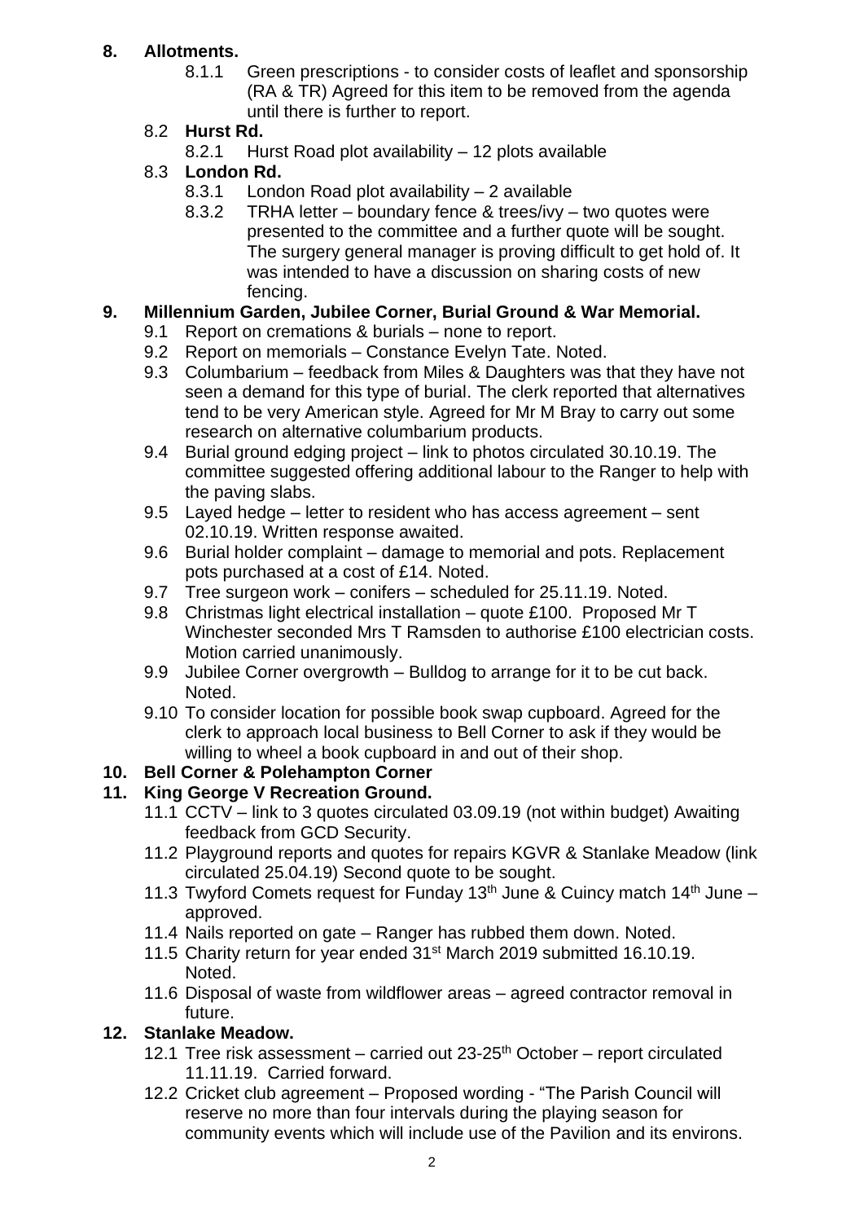## 8. Allotments.

8.1.1 Green prescriptions - to consider costs of leaflet and sponsorship (RA & TR) Agreed for this item to be removed from the agenda until there is further to report.

8.2 **Hurst Rd.**

8.2.1 Hurst Road plot availability – 12 plots available

8.3 **London Rd.**

8.3.1 London Road plot availability – 2 available

8.3.2 TRHA letter – boundary fence & trees/ivy – two quotes were presented to the committee and a further quote will be sought. The surgery general manager is proving difficult to get hold of. It was intended to have a discussion on sharing costs of new fencing.

## 9. Millennium Garden, Jubilee Corner, Burial Ground & War Memorial.

9.1 Report on cremations & burials – none to report.

9.2 Report on memorials – Constance Evelyn Tate. Noted.

9.3 Columbarium – feedback from Miles & Daughters was that they have not seen a demand for this type of burial. The clerk reported that alternatives tend to be very American style. Agreed for Mr M Bray to carry out some research on alternative columbarium products.

9.4 Burial ground edging project – link to photos circulated 30.10.19. The committee suggested offering additional labour to the Ranger to help with the paving slabs.

9.5 Layed hedge – letter to resident who has access agreement – sent 02.10.19. Written response awaited.

9.6 Burial holder complaint – damage to memorial and pots. Replacement pots purchased at a cost of £14. Noted.

9.7 Tree surgeon work – conifers – scheduled for 25.11.19. Noted.

9.8 Christmas light electrical installation – quote £100. Proposed Mr T Winchester seconded Mrs T Ramsden to authorise £100 electrician costs. Motion carried unanimously.

9.9 Jubilee Corner overgrowth – Bulldog to arrange for it to be cut back. Noted.

9.10 To consider location for possible book swap cupboard. Agreed for the clerk to approach local business to Bell Corner to ask if they would be willing to wheel a book cupboard in and out of their shop.

## 10. Bell Corner & Polehampton Corner

## 11. King George V Recreation Ground.

11.1 CCTV – link to 3 quotes circulated 03.09.19 (not within budget) Awaiting feedback from GCD Security.

11.2 Playground reports and quotes for repairs KGVR & Stanlake Meadow (link circulated 25.04.19) Second quote to be sought.

11.3 Twyford Comets request for Funday 13th June & Cuincy match 14th June – approved.

11.4 Nails reported on gate – Ranger has rubbed them down. Noted.

11.5 Charity return for year ended 31st March 2019 submitted 16.10.19. Noted.

11.6 Disposal of waste from wildflower areas – agreed contractor removal in future.

## 12. Stanlake Meadow.

12.1 Tree risk assessment – carried out 23-25th October – report circulated 11.11.19. Carried forward.

12.2 Cricket club agreement – Proposed wording - "The Parish Council will reserve no more than four intervals during the playing season for community events which will include use of the Pavilion and its environs.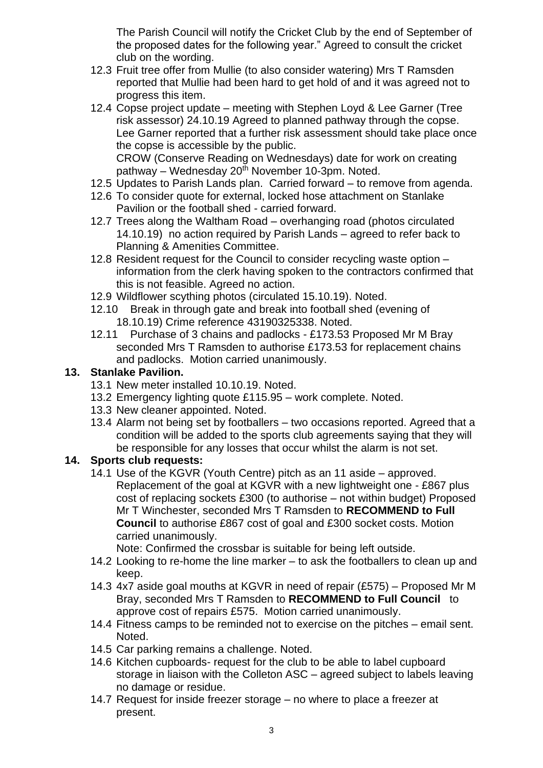The Parish Council will notify the Cricket Club by the end of September of the proposed dates for the following year." Agreed to consult the cricket club on the wording.

- 12.3 Fruit tree offer from Mullie (to also consider watering) Mrs T Ramsden reported that Mullie had been hard to get hold of and it was agreed not to progress this item.
- 12.4 Copse project update – meeting with Stephen Loyd & Lee Garner (Tree risk assessor) 24.10.19 Agreed to planned pathway through the copse. Lee Garner reported that a further risk assessment should take place once the copse is accessible by the public.
  CROW (Conserve Reading on Wednesdays) date for work on creating pathway – Wednesday 20th November 10-3pm. Noted.
- 12.5 Updates to Parish Lands plan. Carried forward – to remove from agenda.
- 12.6 To consider quote for external, locked hose attachment on Stanlake Pavilion or the football shed - carried forward.
- 12.7 Trees along the Waltham Road – overhanging road (photos circulated 14.10.19) no action required by Parish Lands – agreed to refer back to Planning & Amenities Committee.
- 12.8 Resident request for the Council to consider recycling waste option – information from the clerk having spoken to the contractors confirmed that this is not feasible. Agreed no action.
- 12.9 Wildflower scything photos (circulated 15.10.19). Noted.
- 12.10 Break in through gate and break into football shed (evening of 18.10.19) Crime reference 43190325338. Noted.
- 12.11 Purchase of 3 chains and padlocks - £173.53 Proposed Mr M Bray seconded Mrs T Ramsden to authorise £173.53 for replacement chains and padlocks. Motion carried unanimously.

## 13. Stanlake Pavilion.

- 13.1 New meter installed 10.10.19. Noted.
- 13.2 Emergency lighting quote £115.95 – work complete. Noted.
- 13.3 New cleaner appointed. Noted.
- 13.4 Alarm not being set by footballers – two occasions reported. Agreed that a condition will be added to the sports club agreements saying that they will be responsible for any losses that occur whilst the alarm is not set.

## 14. Sports club requests:

- 14.1 Use of the KGVR (Youth Centre) pitch as an 11 aside – approved. Replacement of the goal at KGVR with a new lightweight one - £867 plus cost of replacing sockets £300 (to authorise – not within budget) Proposed Mr T Winchester, seconded Mrs T Ramsden to **RECOMMEND to Full Council** to authorise £867 cost of goal and £300 socket costs. Motion carried unanimously.
  Note: Confirmed the crossbar is suitable for being left outside.
- 14.2 Looking to re-home the line marker – to ask the footballers to clean up and keep.
- 14.3 4x7 aside goal mouths at KGVR in need of repair (£575) – Proposed Mr M Bray, seconded Mrs T Ramsden to **RECOMMEND to Full Council** to approve cost of repairs £575. Motion carried unanimously.
- 14.4 Fitness camps to be reminded not to exercise on the pitches – email sent. Noted.
- 14.5 Car parking remains a challenge. Noted.
- 14.6 Kitchen cupboards- request for the club to be able to label cupboard storage in liaison with the Colleton ASC – agreed subject to labels leaving no damage or residue.
- 14.7 Request for inside freezer storage – no where to place a freezer at present.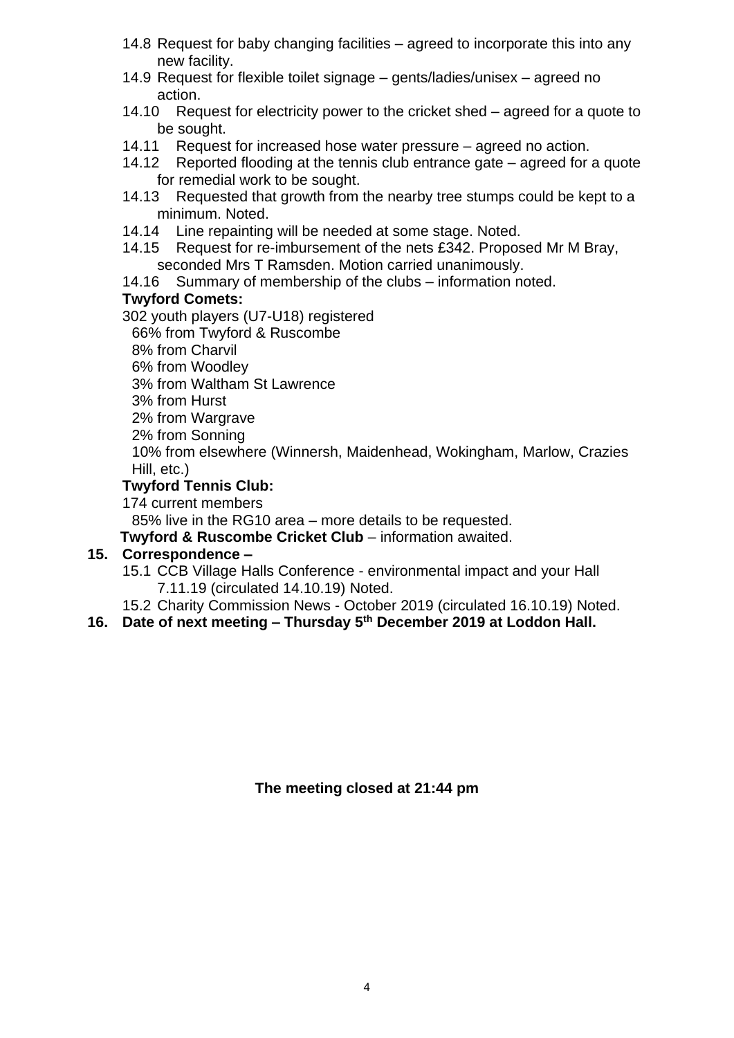14.8 Request for baby changing facilities – agreed to incorporate this into any new facility.

14.9 Request for flexible toilet signage – gents/ladies/unisex – agreed no action.

14.10 Request for electricity power to the cricket shed – agreed for a quote to be sought.

14.11 Request for increased hose water pressure – agreed no action.

14.12 Reported flooding at the tennis club entrance gate – agreed for a quote for remedial work to be sought.

14.13 Requested that growth from the nearby tree stumps could be kept to a minimum. Noted.

14.14 Line repainting will be needed at some stage. Noted.

14.15 Request for re-imbursement of the nets £342. Proposed Mr M Bray, seconded Mrs T Ramsden. Motion carried unanimously.

14.16 Summary of membership of the clubs – information noted.

**Twyford Comets:**

302 youth players (U7-U18) registered

66% from Twyford & Ruscombe

8% from Charvil

6% from Woodley

3% from Waltham St Lawrence

3% from Hurst

2% from Wargrave

2% from Sonning

10% from elsewhere (Winnersh, Maidenhead, Wokingham, Marlow, Crazies Hill, etc.)

**Twyford Tennis Club:**

174 current members

85% live in the RG10 area – more details to be requested.

**Twyford & Ruscombe Cricket Club** – information awaited.

**15. Correspondence –**

15.1 CCB Village Halls Conference - environmental impact and your Hall 7.11.19 (circulated 14.10.19) Noted.

15.2 Charity Commission News - October 2019 (circulated 16.10.19) Noted.

**16. Date of next meeting – Thursday 5th December 2019 at Loddon Hall.**

**The meeting closed at 21:44 pm**